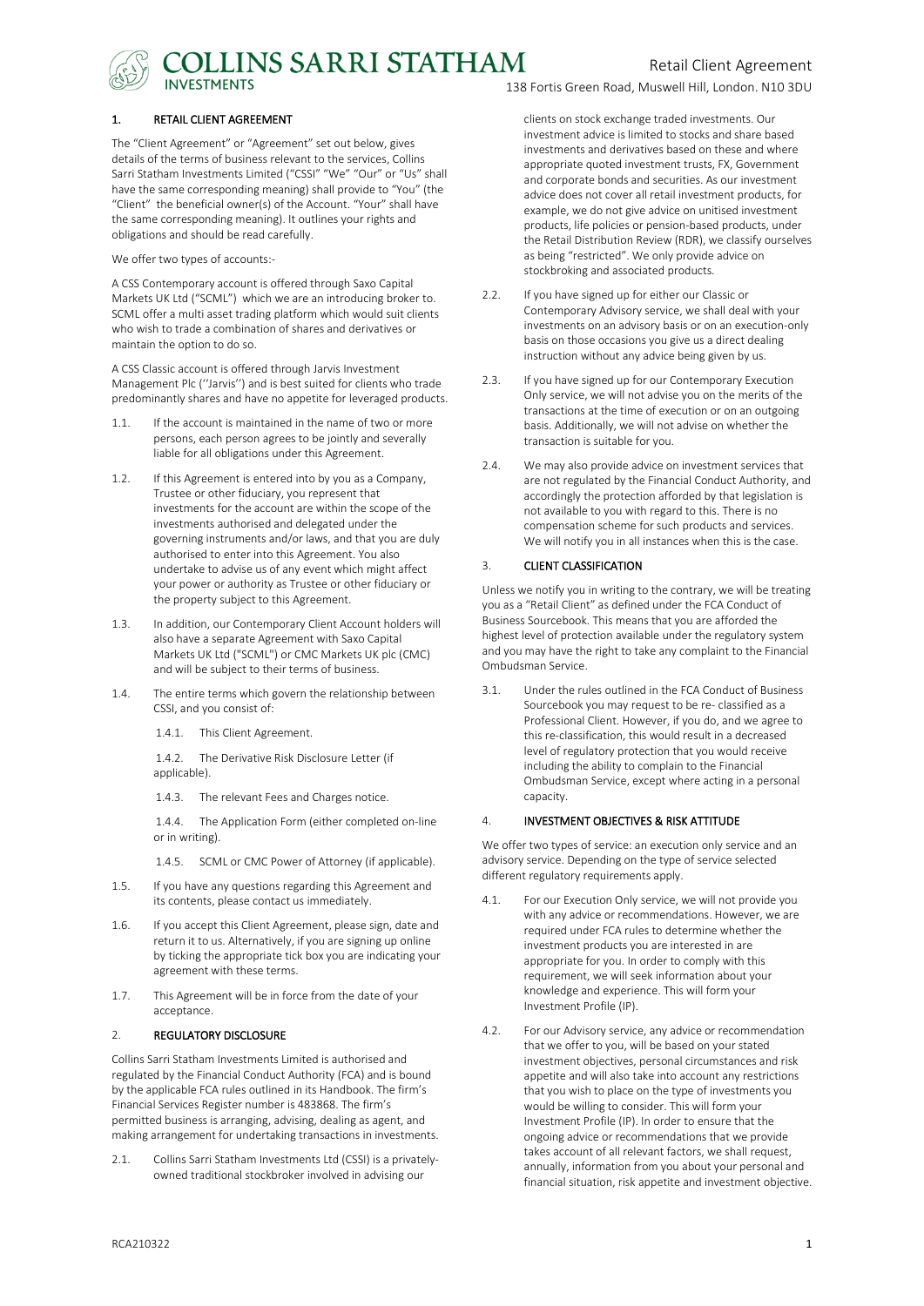## 1. RETAIL CLIENT AGREEMENT

The "Client Agreement" or "Agreement" set out below, gives details of the terms of business relevant to the services, Collins Sarri Statham Investments Limited ("CSSI" "We" "Our" or "Us" shall have the same corresponding meaning) shall provide to "You" (the "Client" the beneficial owner(s) of the Account. "Your" shall have the same corresponding meaning). It outlines your rights and obligations and should be read carefully.

We offer two types of accounts:-

A CSS Contemporary account is offered through Saxo Capital Markets UK Ltd ("SCML") which we are an introducing broker to. SCML offer a multi asset trading platform which would suit clients who wish to trade a combination of shares and derivatives or maintain the option to do so.

A CSS Classic account is offered through Jarvis Investment Management Plc (''Jarvis'') and is best suited for clients who trade predominantly shares and have no appetite for leveraged products.

1.1. If the account is maintained in the name of two or more persons, each person agrees to be jointly and severally liable for all obligations under this Agreement.

1.2. If this Agreement is entered into by you as a Company, Trustee or other fiduciary, you represent that investments for the account are within the scope of the investments authorised and delegated under the governing instruments and/or laws, and that you are duly authorised to enter into this Agreement. You also undertake to advise us of any event which might affect your power or authority as Trustee or other fiduciary or the property subject to this Agreement.

1.3. In addition, our Contemporary Client Account holders will also have a separate Agreement with Saxo Capital Markets UK Ltd ("SCML") or CMC Markets UK plc (CMC) and will be subject to their terms of business.

1.4. The entire terms which govern the relationship between CSSI, and you consist of:

1.4.1. This Client Agreement.

1.4.2. The Derivative Risk Disclosure Letter (if applicable).

1.4.3. The relevant Fees and Charges notice.

1.4.4. The Application Form (either completed on-line or in writing).

1.4.5. SCML or CMC Power of Attorney (if applicable).

1.5. If you have any questions regarding this Agreement and its contents, please contact us immediately.

1.6. If you accept this Client Agreement, please sign, date and return it to us. Alternatively, if you are signing up online by ticking the appropriate tick box you are indicating your agreement with these terms.

1.7. This Agreement will be in force from the date of your acceptance.

## 2. REGULATORY DISCLOSURE

Collins Sarri Statham Investments Limited is authorised and regulated by the Financial Conduct Authority (FCA) and is bound by the applicable FCA rules outlined in its Handbook. The firm's Financial Services Register number is 483868. The firm's permitted business is arranging, advising, dealing as agent, and making arrangement for undertaking transactions in investments.

2.1. Collins Sarri Statham Investments Ltd (CSSI) is a privately-owned traditional stockbroker involved in advising our clients on stock exchange traded investments. Our investment advice is limited to stocks and share based investments and derivatives based on these and where appropriate quoted investment trusts, FX, Government and corporate bonds and securities. As our investment advice does not cover all retail investment products, for example, we do not give advice on unitised investment products, life policies or pension-based products, under the Retail Distribution Review (RDR), we classify ourselves as being "restricted". We only provide advice on stockbroking and associated products.

2.2. If you have signed up for either our Classic or Contemporary Advisory service, we shall deal with your investments on an advisory basis or on an execution-only basis on those occasions you give us a direct dealing instruction without any advice being given by us.

2.3. If you have signed up for our Contemporary Execution Only service, we will not advise you on the merits of the transactions at the time of execution or on an outgoing basis. Additionally, we will not advise on whether the transaction is suitable for you.

2.4. We may also provide advice on investment services that are not regulated by the Financial Conduct Authority, and accordingly the protection afforded by that legislation is not available to you with regard to this. There is no compensation scheme for such products and services. We will notify you in all instances when this is the case.

## 3. CLIENT CLASSIFICATION

Unless we notify you in writing to the contrary, we will be treating you as a "Retail Client" as defined under the FCA Conduct of Business Sourcebook. This means that you are afforded the highest level of protection available under the regulatory system and you may have the right to take any complaint to the Financial Ombudsman Service.

3.1. Under the rules outlined in the FCA Conduct of Business Sourcebook you may request to be re- classified as a Professional Client. However, if you do, and we agree to this re-classification, this would result in a decreased level of regulatory protection that you would receive including the ability to complain to the Financial Ombudsman Service, except where acting in a personal capacity.

## 4. INVESTMENT OBJECTIVES & RISK ATTITUDE

We offer two types of service: an execution only service and an advisory service. Depending on the type of service selected different regulatory requirements apply.

4.1. For our Execution Only service, we will not provide you with any advice or recommendations. However, we are required under FCA rules to determine whether the investment products you are interested in are appropriate for you. In order to comply with this requirement, we will seek information about your knowledge and experience. This will form your Investment Profile (IP).

4.2. For our Advisory service, any advice or recommendation that we offer to you, will be based on your stated investment objectives, personal circumstances and risk appetite and will also take into account any restrictions that you wish to place on the type of investments you would be willing to consider. This will form your Investment Profile (IP). In order to ensure that the ongoing advice or recommendations that we provide takes account of all relevant factors, we shall request, annually, information from you about your personal and financial situation, risk appetite and investment objective.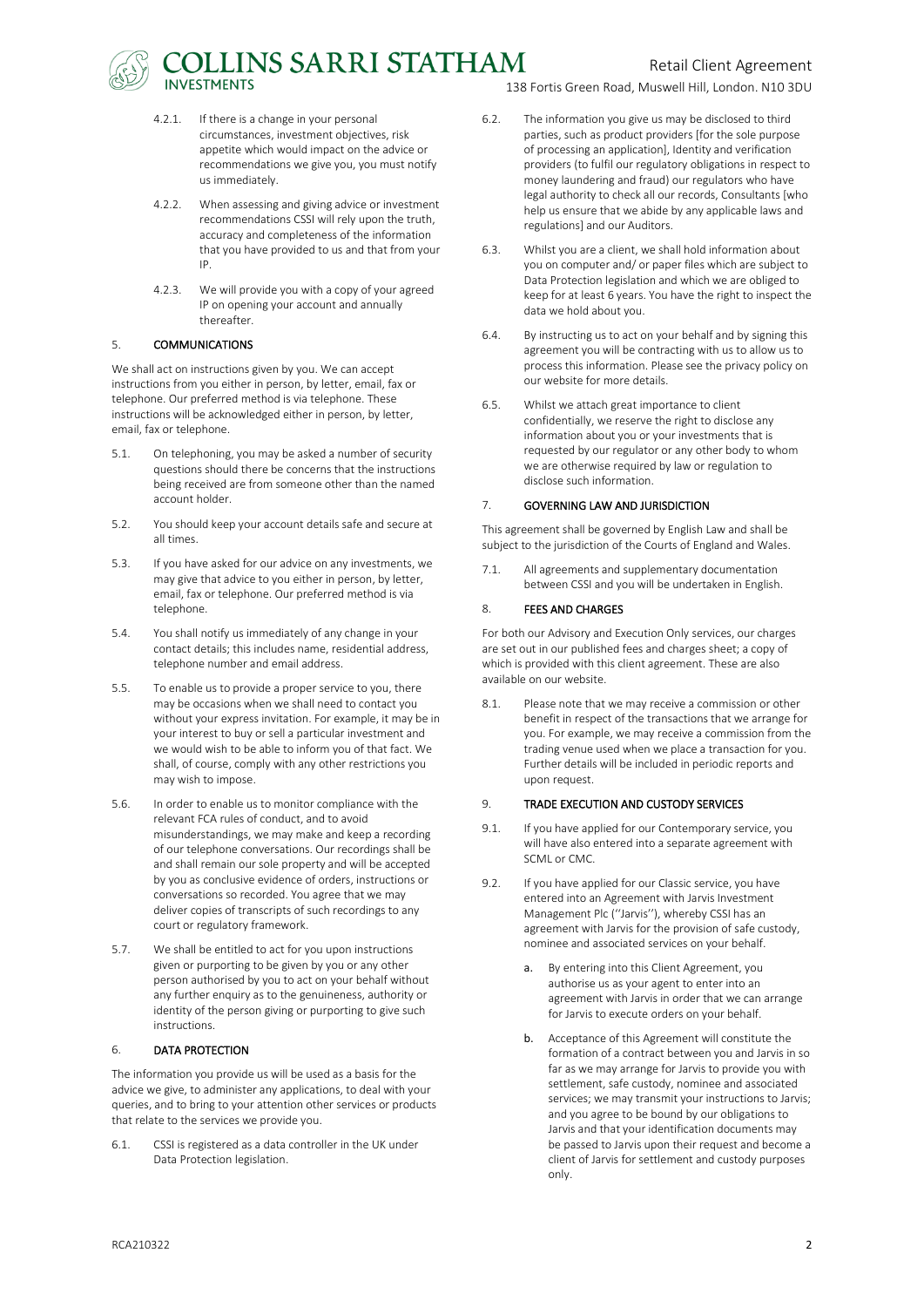4.2.1. If there is a change in your personal circumstances, investment objectives, risk appetite which would impact on the advice or recommendations we give you, you must notify us immediately.

4.2.2. When assessing and giving advice or investment recommendations CSSI will rely upon the truth, accuracy and completeness of the information that you have provided to us and that from your IP.

4.2.3. We will provide you with a copy of your agreed IP on opening your account and annually thereafter.

## 5. COMMUNICATIONS

We shall act on instructions given by you. We can accept instructions from you either in person, by letter, email, fax or telephone. Our preferred method is via telephone. These instructions will be acknowledged either in person, by letter, email, fax or telephone.

5.1. On telephoning, you may be asked a number of security questions should there be concerns that the instructions being received are from someone other than the named account holder.

5.2. You should keep your account details safe and secure at all times.

5.3. If you have asked for our advice on any investments, we may give that advice to you either in person, by letter, email, fax or telephone. Our preferred method is via telephone.

5.4. You shall notify us immediately of any change in your contact details; this includes name, residential address, telephone number and email address.

5.5. To enable us to provide a proper service to you, there may be occasions when we shall need to contact you without your express invitation. For example, it may be in your interest to buy or sell a particular investment and we would wish to be able to inform you of that fact. We shall, of course, comply with any other restrictions you may wish to impose.

5.6. In order to enable us to monitor compliance with the relevant FCA rules of conduct, and to avoid misunderstandings, we may make and keep a recording of our telephone conversations. Our recordings shall be and shall remain our sole property and will be accepted by you as conclusive evidence of orders, instructions or conversations so recorded. You agree that we may deliver copies of transcripts of such recordings to any court or regulatory framework.

5.7. We shall be entitled to act for you upon instructions given or purporting to be given by you or any other person authorised by you to act on your behalf without any further enquiry as to the genuineness, authority or identity of the person giving or purporting to give such instructions.

## 6. DATA PROTECTION

The information you provide us will be used as a basis for the advice we give, to administer any applications, to deal with your queries, and to bring to your attention other services or products that relate to the services we provide you.

6.1. CSSI is registered as a data controller in the UK under Data Protection legislation.

6.2. The information you give us may be disclosed to third parties, such as product providers [for the sole purpose of processing an application], Identity and verification providers (to fulfil our regulatory obligations in respect to money laundering and fraud) our regulators who have legal authority to check all our records, Consultants [who help us ensure that we abide by any applicable laws and regulations] and our Auditors.

6.3. Whilst you are a client, we shall hold information about you on computer and/ or paper files which are subject to Data Protection legislation and which we are obliged to keep for at least 6 years. You have the right to inspect the data we hold about you.

6.4. By instructing us to act on your behalf and by signing this agreement you will be contracting with us to allow us to process this information. Please see the privacy policy on our website for more details.

6.5. Whilst we attach great importance to client confidentially, we reserve the right to disclose any information about you or your investments that is requested by our regulator or any other body to whom we are otherwise required by law or regulation to disclose such information.

## 7. GOVERNING LAW AND JURISDICTION

This agreement shall be governed by English Law and shall be subject to the jurisdiction of the Courts of England and Wales.

7.1. All agreements and supplementary documentation between CSSI and you will be undertaken in English.

## 8. FEES AND CHARGES

For both our Advisory and Execution Only services, our charges are set out in our published fees and charges sheet; a copy of which is provided with this client agreement. These are also available on our website.

8.1. Please note that we may receive a commission or other benefit in respect of the transactions that we arrange for you. For example, we may receive a commission from the trading venue used when we place a transaction for you. Further details will be included in periodic reports and upon request.

## 9. TRADE EXECUTION AND CUSTODY SERVICES

9.1. If you have applied for our Contemporary service, you will have also entered into a separate agreement with SCML or CMC.

9.2. If you have applied for our Classic service, you have entered into an Agreement with Jarvis Investment Management Plc (''Jarvis''), whereby CSSI has an agreement with Jarvis for the provision of safe custody, nominee and associated services on your behalf.

a. By entering into this Client Agreement, you authorise us as your agent to enter into an agreement with Jarvis in order that we can arrange for Jarvis to execute orders on your behalf.

b. Acceptance of this Agreement will constitute the formation of a contract between you and Jarvis in so far as we may arrange for Jarvis to provide you with settlement, safe custody, nominee and associated services; we may transmit your instructions to Jarvis; and you agree to be bound by our obligations to Jarvis and that your identification documents may be passed to Jarvis upon their request and become a client of Jarvis for settlement and custody purposes only.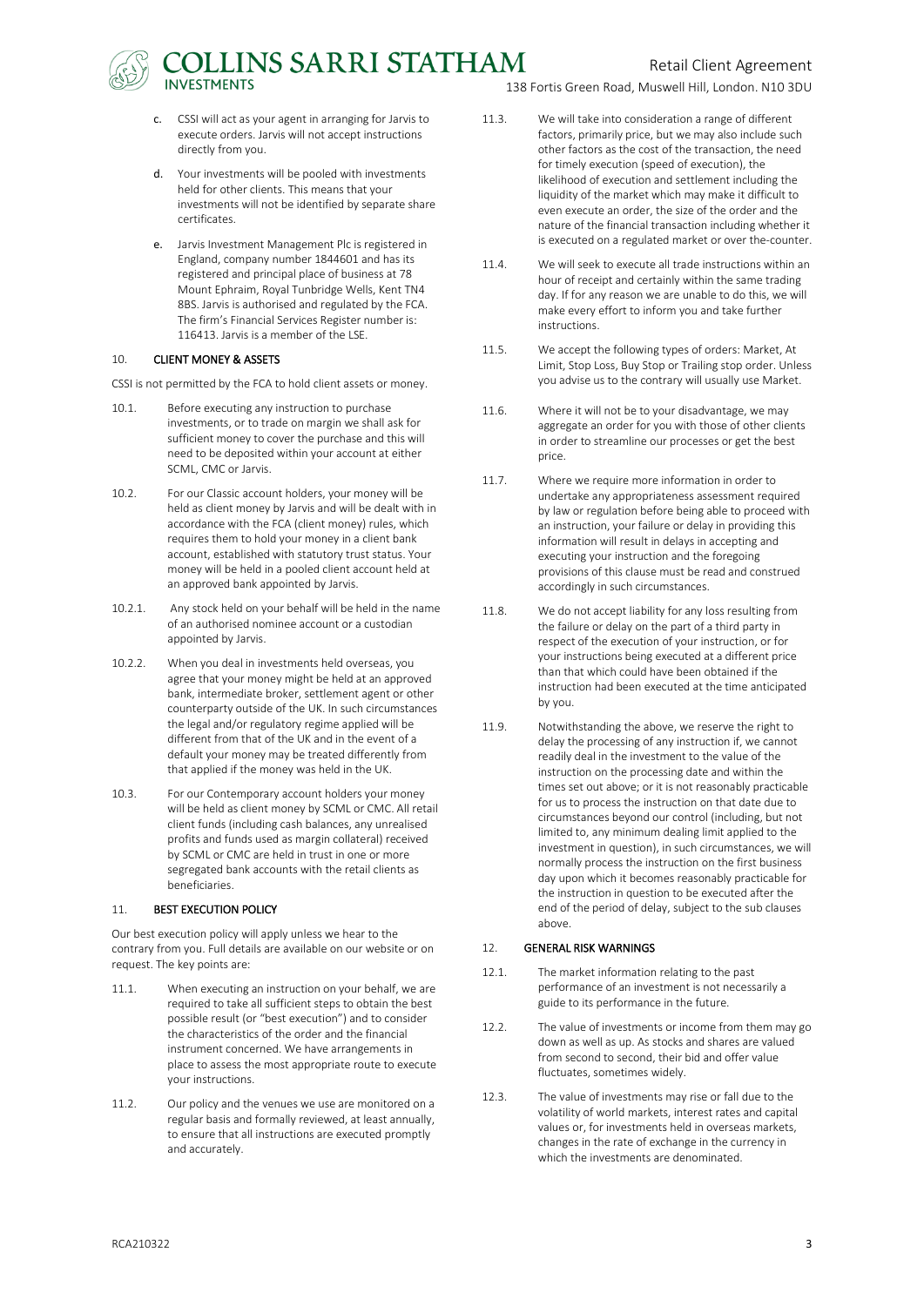c. CSSI will act as your agent in arranging for Jarvis to execute orders. Jarvis will not accept instructions directly from you.

d. Your investments will be pooled with investments held for other clients. This means that your investments will not be identified by separate share certificates.

e. Jarvis Investment Management Plc is registered in England, company number 1844601 and has its registered and principal place of business at 78 Mount Ephraim, Royal Tunbridge Wells, Kent TN4 8BS. Jarvis is authorised and regulated by the FCA. The firm's Financial Services Register number is: 116413. Jarvis is a member of the LSE.

## 10. CLIENT MONEY & ASSETS

CSSI is not permitted by the FCA to hold client assets or money.

10.1. Before executing any instruction to purchase investments, or to trade on margin we shall ask for sufficient money to cover the purchase and this will need to be deposited within your account at either SCML, CMC or Jarvis.

10.2. For our Classic account holders, your money will be held as client money by Jarvis and will be dealt with in accordance with the FCA (client money) rules, which requires them to hold your money in a client bank account, established with statutory trust status. Your money will be held in a pooled client account held at an approved bank appointed by Jarvis.

10.2.1. Any stock held on your behalf will be held in the name of an authorised nominee account or a custodian appointed by Jarvis.

10.2.2. When you deal in investments held overseas, you agree that your money might be held at an approved bank, intermediate broker, settlement agent or other counterparty outside of the UK. In such circumstances the legal and/or regulatory regime applied will be different from that of the UK and in the event of a default your money may be treated differently from that applied if the money was held in the UK.

10.3. For our Contemporary account holders your money will be held as client money by SCML or CMC. All retail client funds (including cash balances, any unrealised profits and funds used as margin collateral) received by SCML or CMC are held in one or more segregated bank accounts with the retail clients as beneficiaries.

## 11. BEST EXECUTION POLICY

Our best execution policy will apply unless we hear to the contrary from you. Full details are available on our website or on request. The key points are:

11.1. When executing an instruction on your behalf, we are required to take all sufficient steps to obtain the best possible result (or "best execution") and to consider the characteristics of the order and the financial instrument concerned. We have arrangements in place to assess the most appropriate route to execute your instructions.

11.2. Our policy and the venues we use are monitored on a regular basis and formally reviewed, at least annually, to ensure that all instructions are executed promptly and accurately.

11.3. We will take into consideration a range of different factors, primarily price, but we may also include such other factors as the cost of the transaction, the need for timely execution (speed of execution), the likelihood of execution and settlement including the liquidity of the market which may make it difficult to even execute an order, the size of the order and the nature of the financial transaction including whether it is executed on a regulated market or over the-counter.

11.4. We will seek to execute all trade instructions within an hour of receipt and certainly within the same trading day. If for any reason we are unable to do this, we will make every effort to inform you and take further instructions.

11.5. We accept the following types of orders: Market, At Limit, Stop Loss, Buy Stop or Trailing stop order. Unless you advise us to the contrary will usually use Market.

11.6. Where it will not be to your disadvantage, we may aggregate an order for you with those of other clients in order to streamline our processes or get the best price.

11.7. Where we require more information in order to undertake any appropriateness assessment required by law or regulation before being able to proceed with an instruction, your failure or delay in providing this information will result in delays in accepting and executing your instruction and the foregoing provisions of this clause must be read and construed accordingly in such circumstances.

11.8. We do not accept liability for any loss resulting from the failure or delay on the part of a third party in respect of the execution of your instruction, or for your instructions being executed at a different price than that which could have been obtained if the instruction had been executed at the time anticipated by you.

11.9. Notwithstanding the above, we reserve the right to delay the processing of any instruction if, we cannot readily deal in the investment to the value of the instruction on the processing date and within the times set out above; or it is not reasonably practicable for us to process the instruction on that date due to circumstances beyond our control (including, but not limited to, any minimum dealing limit applied to the investment in question), in such circumstances, we will normally process the instruction on the first business day upon which it becomes reasonably practicable for the instruction in question to be executed after the end of the period of delay, subject to the sub clauses above.

## 12. GENERAL RISK WARNINGS

12.1. The market information relating to the past performance of an investment is not necessarily a guide to its performance in the future.

12.2. The value of investments or income from them may go down as well as up. As stocks and shares are valued from second to second, their bid and offer value fluctuates, sometimes widely.

12.3. The value of investments may rise or fall due to the volatility of world markets, interest rates and capital values or, for investments held in overseas markets, changes in the rate of exchange in the currency in which the investments are denominated.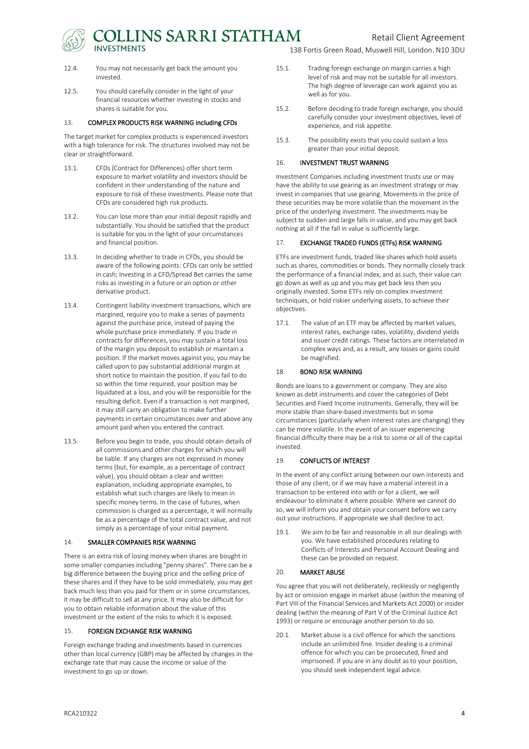12.4. You may not necessarily get back the amount you invested.

12.5. You should carefully consider in the light of your financial resources whether investing in stocks and shares is suitable for you.

## 13. COMPLEX PRODUCTS RISK WARNING including CFDs

The target market for complex products is experienced investors with a high tolerance for risk. The structures involved may not be clear or straightforward.

13.1. CFDs (Contract for Differences) offer short term exposure to market volatility and investors should be confident in their understanding of the nature and exposure to risk of these investments. Please note that CFDs are considered high risk products.

13.2. You can lose more than your initial deposit rapidly and substantially. You should be satisfied that the product is suitable for you in the light of your circumstances and financial position.

13.3. In deciding whether to trade in CFDs, you should be aware of the following points: CFDs can only be settled in cash; Investing in a CFD/Spread Bet carries the same risks as investing in a future or an option or other derivative product.

13.4. Contingent liability investment transactions, which are margined, require you to make a series of payments against the purchase price, instead of paying the whole purchase price immediately. If you trade in contracts for differences, you may sustain a total loss of the margin you deposit to establish or maintain a position. If the market moves against you, you may be called upon to pay substantial additional margin at short notice to maintain the position. If you fail to do so within the time required, your position may be liquidated at a loss, and you will be responsible for the resulting deficit. Even if a transaction is not margined, it may still carry an obligation to make further payments in certain circumstances over and above any amount paid when you entered the contract.

13.5. Before you begin to trade, you should obtain details of all commissions and other charges for which you will be liable. If any charges are not expressed in money terms (but, for example, as a percentage of contract value), you should obtain a clear and written explanation, including appropriate examples, to establish what such charges are likely to mean in specific money terms. In the case of futures, when commission is charged as a percentage, it will normally be as a percentage of the total contract value, and not simply as a percentage of your initial payment.

## 14. SMALLER COMPANIES RISK WARNING

There is an extra risk of losing money when shares are bought in some smaller companies including "penny shares". There can be a big difference between the buying price and the selling price of these shares and if they have to be sold immediately, you may get back much less than you paid for them or in some circumstances, it may be difficult to sell at any price. It may also be difficult for you to obtain reliable information about the value of this investment or the extent of the risks to which it is exposed.

## 15. FOREIGN EXCHANGE RISK WARNING

Foreign exchange trading and investments based in currencies other than local currency (GBP) may be affected by changes in the exchange rate that may cause the income or value of the investment to go up or down.

15.1. Trading foreign exchange on margin carries a high level of risk and may not be suitable for all investors. The high degree of leverage can work against you as well as for you.

15.2. Before deciding to trade foreign exchange, you should carefully consider your investment objectives, level of experience, and risk appetite.

15.3. The possibility exists that you could sustain a loss greater than your initial deposit.

## 16. INVESTMENT TRUST WARNING

Investment Companies including investment trusts use or may have the ability to use gearing as an investment strategy or may invest in companies that use gearing. Movements in the price of these securities may be more volatile than the movement in the price of the underlying investment. The investments may be subject to sudden and large falls in value, and you may get back nothing at all if the fall in value is sufficiently large.

## 17. EXCHANGE TRADED FUNDS (ETFs) RISK WARNING

ETFs are investment funds, traded like shares which hold assets such as shares, commodities or bonds. They normally closely track the performance of a financial index, and as such, their value can go down as well as up and you may get back less then you originally invested. Some ETFs rely on complex investment techniques, or hold riskier underlying assets, to achieve their objectives.

17.1. The value of an ETF may be affected by market values, interest rates, exchange rates, volatility, dividend yields and issuer credit ratings. These factors are interrelated in complex ways and, as a result, any losses or gains could be magnified.

## 18. BOND RISK WARNING

Bonds are loans to a government or company. They are also known as debt instruments and cover the categories of Debt Securities and Fixed Income instruments. Generally, they will be more stable than share-based investments but in some circumstances (particularly when interest rates are changing) they can be more volatile. In the event of an issuer experiencing financial difficulty there may be a risk to some or all of the capital invested.

## 19. CONFLICTS OF INTEREST

In the event of any conflict arising between our own interests and those of any client, or if we may have a material interest in a transaction to be entered into with or for a client, we will endeavour to eliminate it where possible. Where we cannot do so, we will inform you and obtain your consent before we carry out your instructions. If appropriate we shall decline to act.

19.1. We aim to be fair and reasonable in all our dealings with you. We have established procedures relating to Conflicts of Interests and Personal Account Dealing and these can be provided on request.

## 20. MARKET ABUSE

You agree that you will not deliberately, recklessly or negligently by act or omission engage in market abuse (within the meaning of Part VIII of the Financial Services and Markets Act 2000) or insider dealing (within the meaning of Part V of the Criminal Justice Act 1993) or require or encourage another person to do so.

20.1. Market abuse is a civil offence for which the sanctions include an unlimited fine. Insider dealing is a criminal offence for which you can be prosecuted, fined and imprisoned. If you are in any doubt as to your position, you should seek independent legal advice.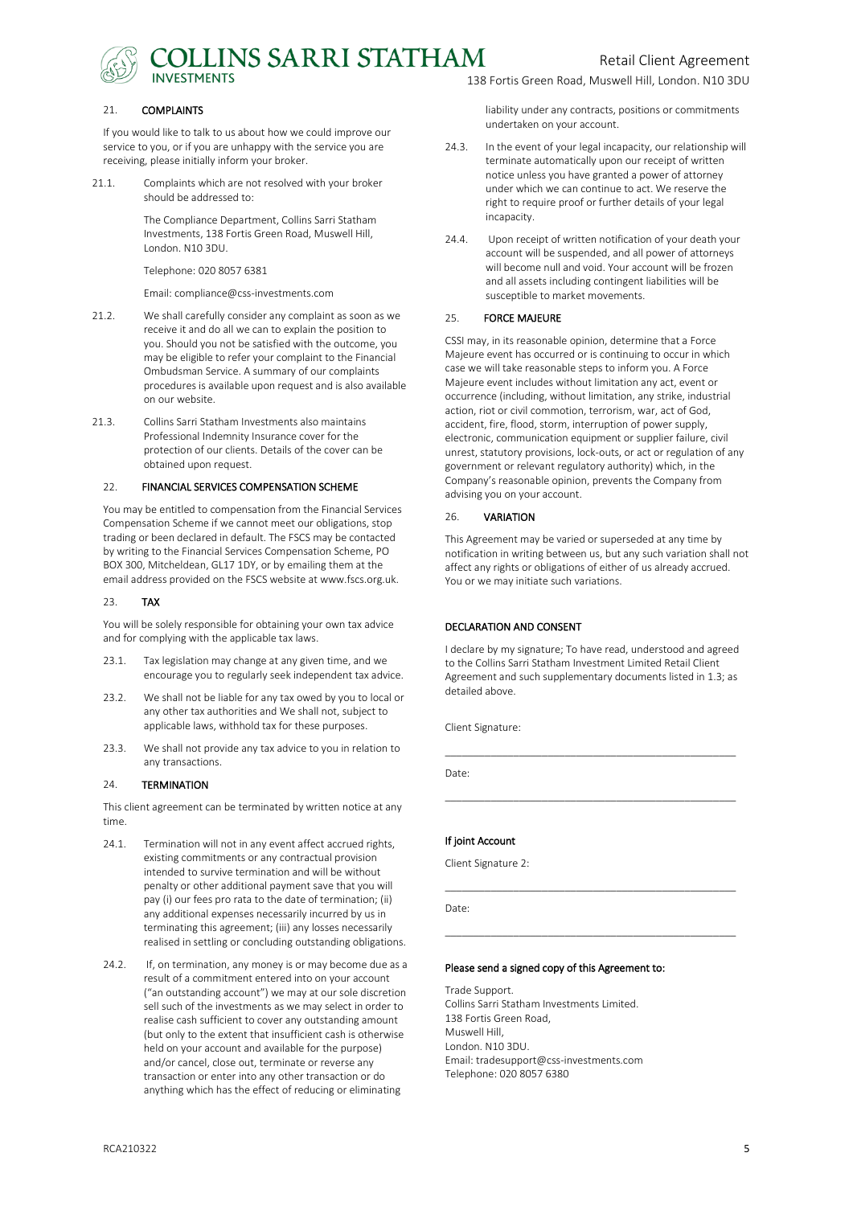## 21. COMPLAINTS

If you would like to talk to us about how we could improve our service to you, or if you are unhappy with the service you are receiving, please initially inform your broker.

21.1. Complaints which are not resolved with your broker should be addressed to:

The Compliance Department, Collins Sarri Statham Investments, 138 Fortis Green Road, Muswell Hill, London. N10 3DU.

Telephone: 020 8057 6381

Email: compliance@css-investments.com

21.2. We shall carefully consider any complaint as soon as we receive it and do all we can to explain the position to you. Should you not be satisfied with the outcome, you may be eligible to refer your complaint to the Financial Ombudsman Service. A summary of our complaints procedures is available upon request and is also available on our website.

21.3. Collins Sarri Statham Investments also maintains Professional Indemnity Insurance cover for the protection of our clients. Details of the cover can be obtained upon request.

## 22. FINANCIAL SERVICES COMPENSATION SCHEME

You may be entitled to compensation from the Financial Services Compensation Scheme if we cannot meet our obligations, stop trading or been declared in default. The FSCS may be contacted by writing to the Financial Services Compensation Scheme, PO BOX 300, Mitcheldean, GL17 1DY, or by emailing them at the email address provided on the FSCS website at www.fscs.org.uk.

## 23. TAX

You will be solely responsible for obtaining your own tax advice and for complying with the applicable tax laws.

23.1. Tax legislation may change at any given time, and we encourage you to regularly seek independent tax advice.

23.2. We shall not be liable for any tax owed by you to local or any other tax authorities and We shall not, subject to applicable laws, withhold tax for these purposes.

23.3. We shall not provide any tax advice to you in relation to any transactions.

## 24. TERMINATION

This client agreement can be terminated by written notice at any time.

24.1. Termination will not in any event affect accrued rights, existing commitments or any contractual provision intended to survive termination and will be without penalty or other additional payment save that you will pay (i) our fees pro rata to the date of termination; (ii) any additional expenses necessarily incurred by us in terminating this agreement; (iii) any losses necessarily realised in settling or concluding outstanding obligations.

24.2. If, on termination, any money is or may become due as a result of a commitment entered into on your account ("an outstanding account") we may at our sole discretion sell such of the investments as we may select in order to realise cash sufficient to cover any outstanding amount (but only to the extent that insufficient cash is otherwise held on your account and available for the purpose) and/or cancel, close out, terminate or reverse any transaction or enter into any other transaction or do anything which has the effect of reducing or eliminating liability under any contracts, positions or commitments undertaken on your account.

24.3. In the event of your legal incapacity, our relationship will terminate automatically upon our receipt of written notice unless you have granted a power of attorney under which we can continue to act. We reserve the right to require proof or further details of your legal incapacity.

24.4. Upon receipt of written notification of your death your account will be suspended, and all power of attorneys will become null and void. Your account will be frozen and all assets including contingent liabilities will be susceptible to market movements.

## 25. FORCE MAJEURE

CSSI may, in its reasonable opinion, determine that a Force Majeure event has occurred or is continuing to occur in which case we will take reasonable steps to inform you. A Force Majeure event includes without limitation any act, event or occurrence (including, without limitation, any strike, industrial action, riot or civil commotion, terrorism, war, act of God, accident, fire, flood, storm, interruption of power supply, electronic, communication equipment or supplier failure, civil unrest, statutory provisions, lock-outs, or act or regulation of any government or relevant regulatory authority) which, in the Company's reasonable opinion, prevents the Company from advising you on your account.

## 26. VARIATION

This Agreement may be varied or superseded at any time by notification in writing between us, but any such variation shall not affect any rights or obligations of either of us already accrued. You or we may initiate such variations.

## DECLARATION AND CONSENT

I declare by my signature; To have read, understood and agreed to the Collins Sarri Statham Investment Limited Retail Client Agreement and such supplementary documents listed in 1.3; as detailed above.

Client Signature:

\_\_\_\_\_\_\_\_\_\_\_\_\_\_\_\_\_\_\_\_\_\_\_\_\_\_\_\_\_\_\_\_\_\_\_\_\_\_\_\_\_\_\_\_

Date:

\_\_\_\_\_\_\_\_\_\_\_\_\_\_\_\_\_\_\_\_\_\_\_\_\_\_\_\_\_\_\_\_\_\_\_\_\_\_\_\_\_\_\_\_

**If joint Account**

Client Signature 2:

\_\_\_\_\_\_\_\_\_\_\_\_\_\_\_\_\_\_\_\_\_\_\_\_\_\_\_\_\_\_\_\_\_\_\_\_\_\_\_\_\_\_\_\_

Date:

\_\_\_\_\_\_\_\_\_\_\_\_\_\_\_\_\_\_\_\_\_\_\_\_\_\_\_\_\_\_\_\_\_\_\_\_\_\_\_\_\_\_\_\_

**Please send a signed copy of this Agreement to:**

Trade Support.
Collins Sarri Statham Investments Limited.
138 Fortis Green Road,
Muswell Hill,
London. N10 3DU.
Email: tradesupport@css-investments.com
Telephone: 020 8057 6380